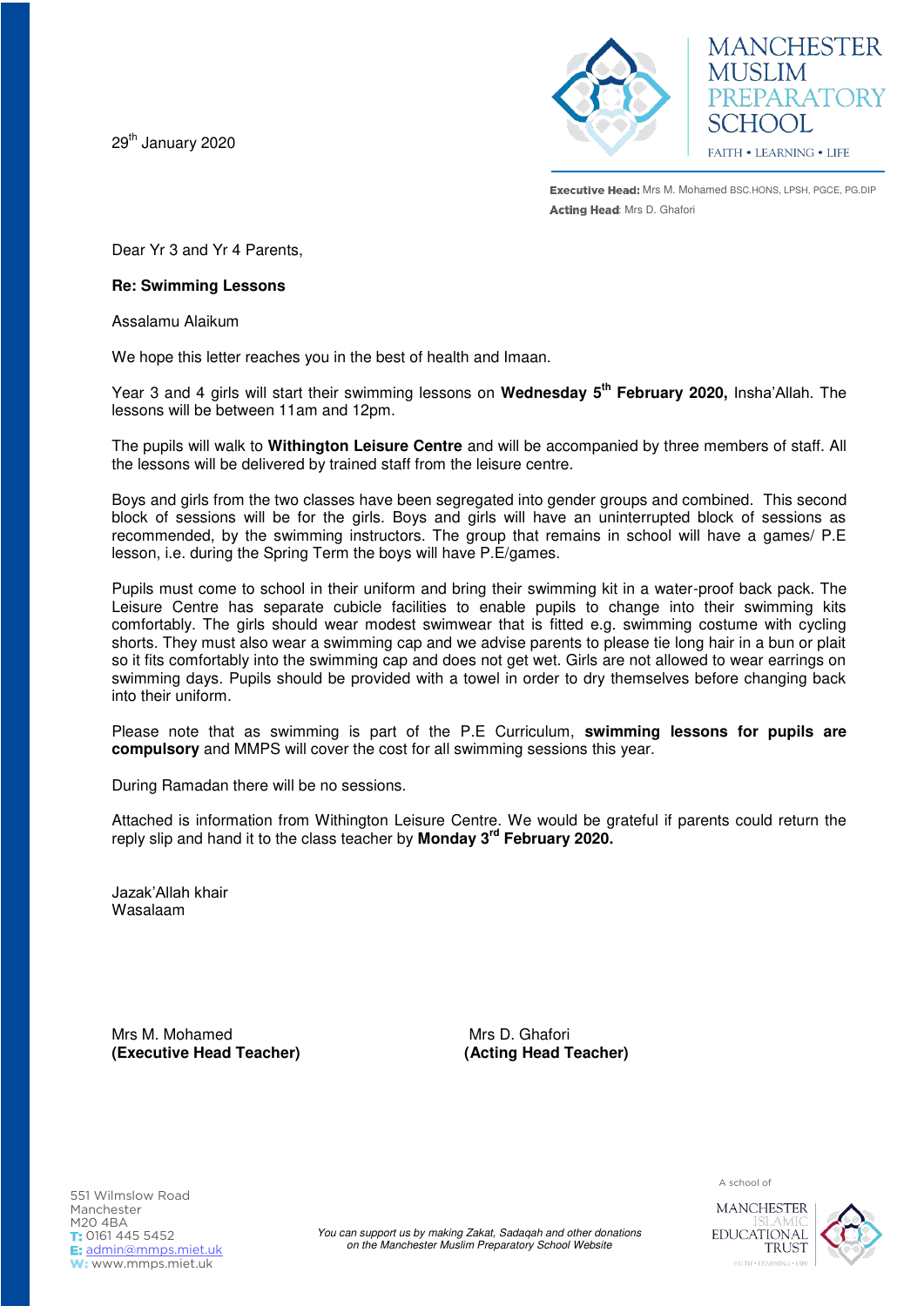29th January 2020

MANCHESTER MUSLIM PREPARATORY SCHOOL

FAITH • LEARNING • LIFE

**Executive Head:** Mrs M. Mohamed BSC.HONS, LPSH, PGCE, PG.DIP
**Acting Head**: Mrs D. Ghafori

Dear Yr 3 and Yr 4 Parents,

**Re: Swimming Lessons**

Assalamu Alaikum

We hope this letter reaches you in the best of health and Imaan.

Year 3 and 4 girls will start their swimming lessons on **Wednesday 5th February 2020,** Insha'Allah. The lessons will be between 11am and 12pm.

The pupils will walk to **Withington Leisure Centre** and will be accompanied by three members of staff. All the lessons will be delivered by trained staff from the leisure centre.

Boys and girls from the two classes have been segregated into gender groups and combined. This second block of sessions will be for the girls. Boys and girls will have an uninterrupted block of sessions as recommended, by the swimming instructors. The group that remains in school will have a games/ P.E lesson, i.e. during the Spring Term the boys will have P.E/games.

Pupils must come to school in their uniform and bring their swimming kit in a water-proof back pack. The Leisure Centre has separate cubicle facilities to enable pupils to change into their swimming kits comfortably. The girls should wear modest swimwear that is fitted e.g. swimming costume with cycling shorts. They must also wear a swimming cap and we advise parents to please tie long hair in a bun or plait so it fits comfortably into the swimming cap and does not get wet. Girls are not allowed to wear earrings on swimming days. Pupils should be provided with a towel in order to dry themselves before changing back into their uniform.

Please note that as swimming is part of the P.E Curriculum, **swimming lessons for pupils are compulsory** and MMPS will cover the cost for all swimming sessions this year.

During Ramadan there will be no sessions.

Attached is information from Withington Leisure Centre. We would be grateful if parents could return the reply slip and hand it to the class teacher by **Monday 3rd February 2020.**

Jazak'Allah khair
Wasalaam

Mrs M. Mohamed
**(Executive Head Teacher)**

Mrs D. Ghafori
**(Acting Head Teacher)**

551 Wilmslow Road
Manchester
M20 4BA
T: 0161 445 5452
E: admin@mmps.miet.uk
W: www.mmps.miet.uk

*You can support us by making Zakat, Sadaqah and other donations on the Manchester Muslim Preparatory School Website*

A school of MANCHESTER ISLAMIC EDUCATIONAL TRUST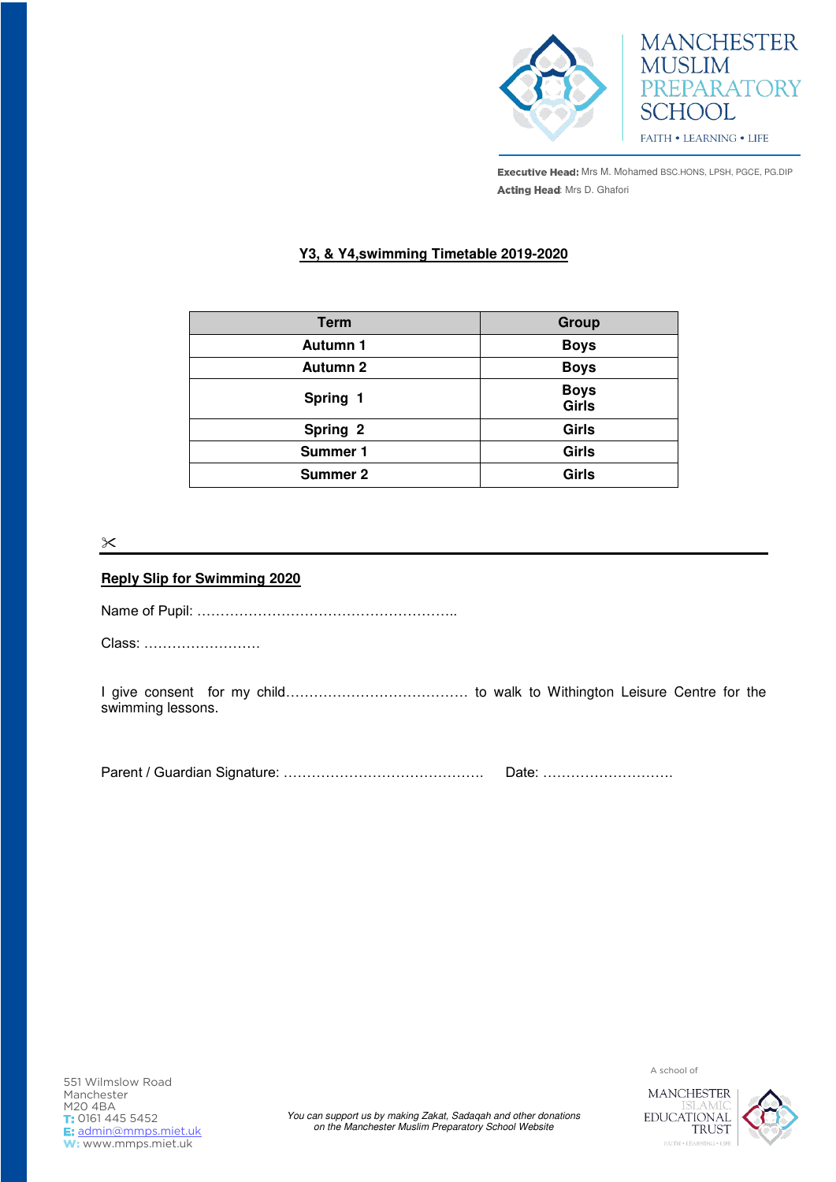MANCHESTER MUSLIM PREPARATORY SCHOOL

FAITH • LEARNING • LIFE

**Executive Head:** Mrs M. Mohamed BSC.HONS, LPSH, PGCE, PG.DIP
**Acting Head**: Mrs D. Ghafori

## Y3, & Y4,swimming Timetable 2019-2020

| Term | Group |
|---|---|
| Autumn 1 | Boys |
| Autumn 2 | Boys |
| Spring 1 | Boys<br>Girls |
| Spring 2 | Girls |
| Summer 1 | Girls |
| Summer 2 | Girls |

✂

---

## Reply Slip for Swimming 2020

Name of Pupil: ………………………………………………..

Class: ……………………

I give consent for my child………………………………… to walk to Withington Leisure Centre for the swimming lessons.

Parent / Guardian Signature: ……………………………………. Date: ……………………….

551 Wilmslow Road
Manchester
M20 4BA
**T:** 0161 445 5452
**E:** admin@mmps.miet.uk
**W:** www.mmps.miet.uk

*You can support us by making Zakat, Sadaqah and other donations on the Manchester Muslim Preparatory School Website*

A school of
MANCHESTER ISLAMIC EDUCATIONAL TRUST
FAITH • LEARNING • LIFE